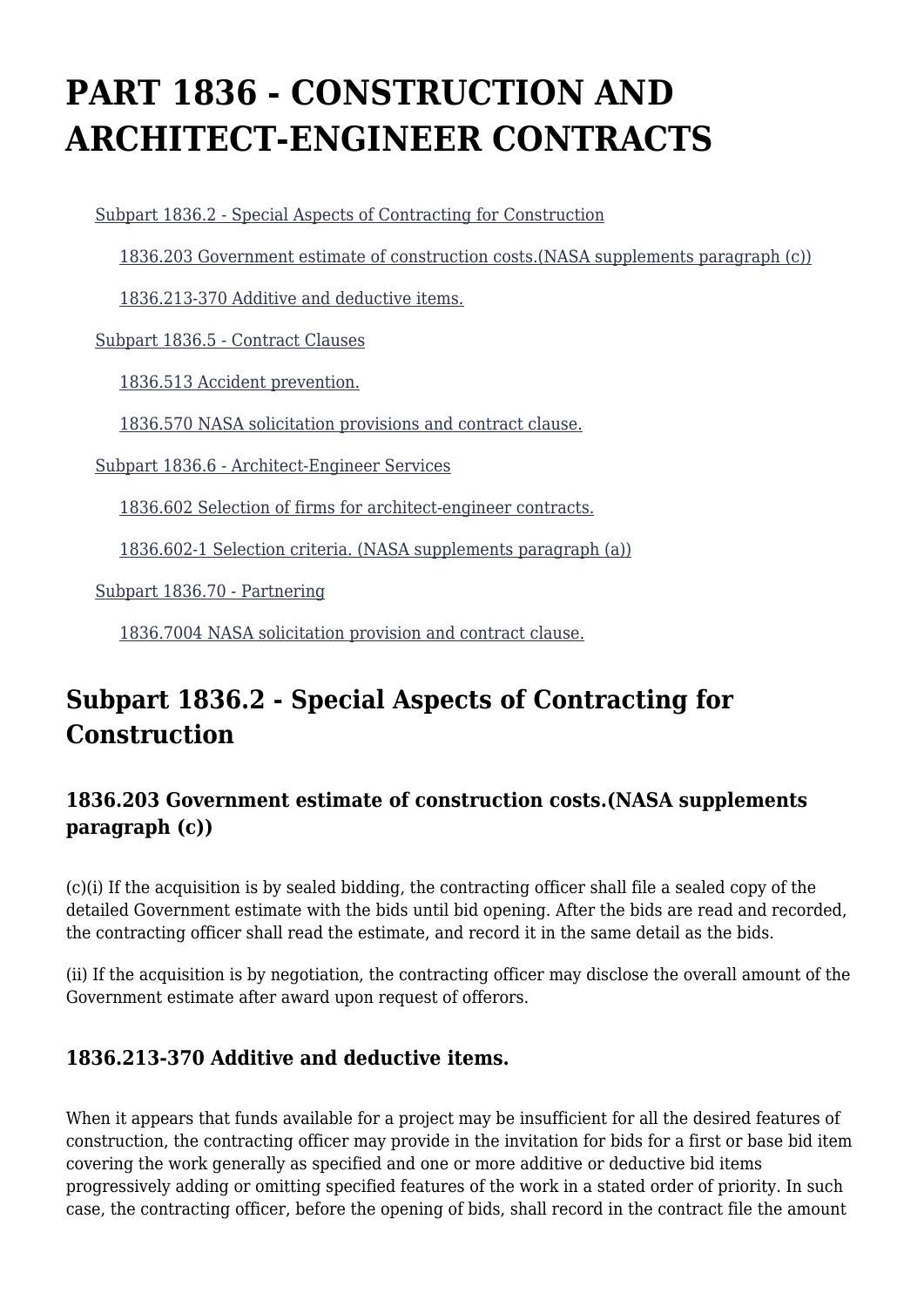# PART 1836 - CONSTRUCTION AND ARCHITECT-ENGINEER CONTRACTS

- Subpart 1836.2 - Special Aspects of Contracting for Construction
  - 1836.203 Government estimate of construction costs.(NASA supplements paragraph (c))
  - 1836.213-370 Additive and deductive items.
- Subpart 1836.5 - Contract Clauses
  - 1836.513 Accident prevention.
  - 1836.570 NASA solicitation provisions and contract clause.
- Subpart 1836.6 - Architect-Engineer Services
  - 1836.602 Selection of firms for architect-engineer contracts.
  - 1836.602-1 Selection criteria. (NASA supplements paragraph (a))
- Subpart 1836.70 - Partnering
  - 1836.7004 NASA solicitation provision and contract clause.

## Subpart 1836.2 - Special Aspects of Contracting for Construction

### 1836.203 Government estimate of construction costs.(NASA supplements paragraph (c))

(c)(i) If the acquisition is by sealed bidding, the contracting officer shall file a sealed copy of the detailed Government estimate with the bids until bid opening. After the bids are read and recorded, the contracting officer shall read the estimate, and record it in the same detail as the bids.

(ii) If the acquisition is by negotiation, the contracting officer may disclose the overall amount of the Government estimate after award upon request of offerors.

### 1836.213-370 Additive and deductive items.

When it appears that funds available for a project may be insufficient for all the desired features of construction, the contracting officer may provide in the invitation for bids for a first or base bid item covering the work generally as specified and one or more additive or deductive bid items progressively adding or omitting specified features of the work in a stated order of priority. In such case, the contracting officer, before the opening of bids, shall record in the contract file the amount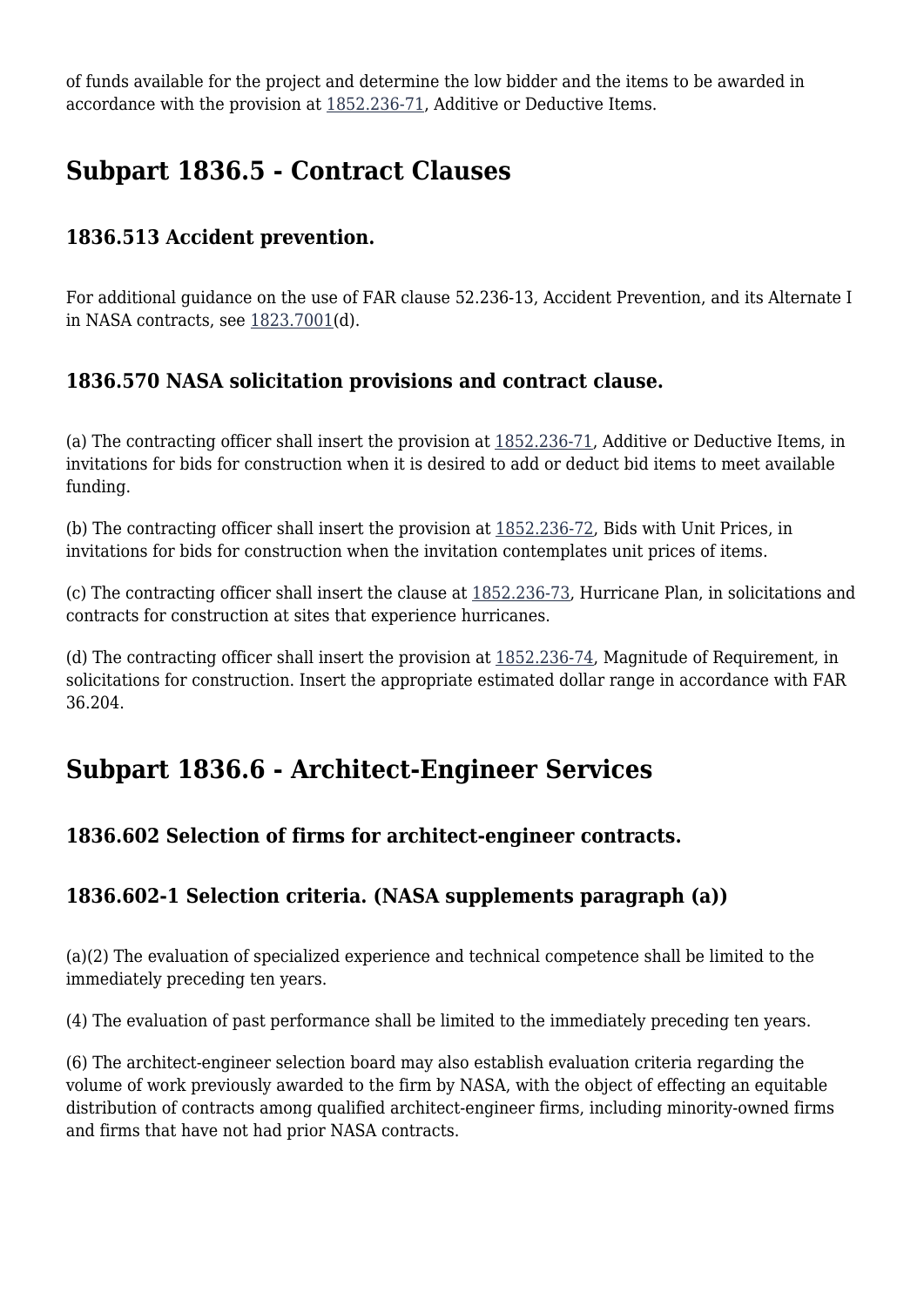of funds available for the project and determine the low bidder and the items to be awarded in accordance with the provision at 1852.236-71, Additive or Deductive Items.

## Subpart 1836.5 - Contract Clauses

### 1836.513 Accident prevention.

For additional guidance on the use of FAR clause 52.236-13, Accident Prevention, and its Alternate I in NASA contracts, see 1823.7001(d).

### 1836.570 NASA solicitation provisions and contract clause.

(a) The contracting officer shall insert the provision at 1852.236-71, Additive or Deductive Items, in invitations for bids for construction when it is desired to add or deduct bid items to meet available funding.

(b) The contracting officer shall insert the provision at 1852.236-72, Bids with Unit Prices, in invitations for bids for construction when the invitation contemplates unit prices of items.

(c) The contracting officer shall insert the clause at 1852.236-73, Hurricane Plan, in solicitations and contracts for construction at sites that experience hurricanes.

(d) The contracting officer shall insert the provision at 1852.236-74, Magnitude of Requirement, in solicitations for construction. Insert the appropriate estimated dollar range in accordance with FAR 36.204.

## Subpart 1836.6 - Architect-Engineer Services

### 1836.602 Selection of firms for architect-engineer contracts.

### 1836.602-1 Selection criteria. (NASA supplements paragraph (a))

(a)(2) The evaluation of specialized experience and technical competence shall be limited to the immediately preceding ten years.

(4) The evaluation of past performance shall be limited to the immediately preceding ten years.

(6) The architect-engineer selection board may also establish evaluation criteria regarding the volume of work previously awarded to the firm by NASA, with the object of effecting an equitable distribution of contracts among qualified architect-engineer firms, including minority-owned firms and firms that have not had prior NASA contracts.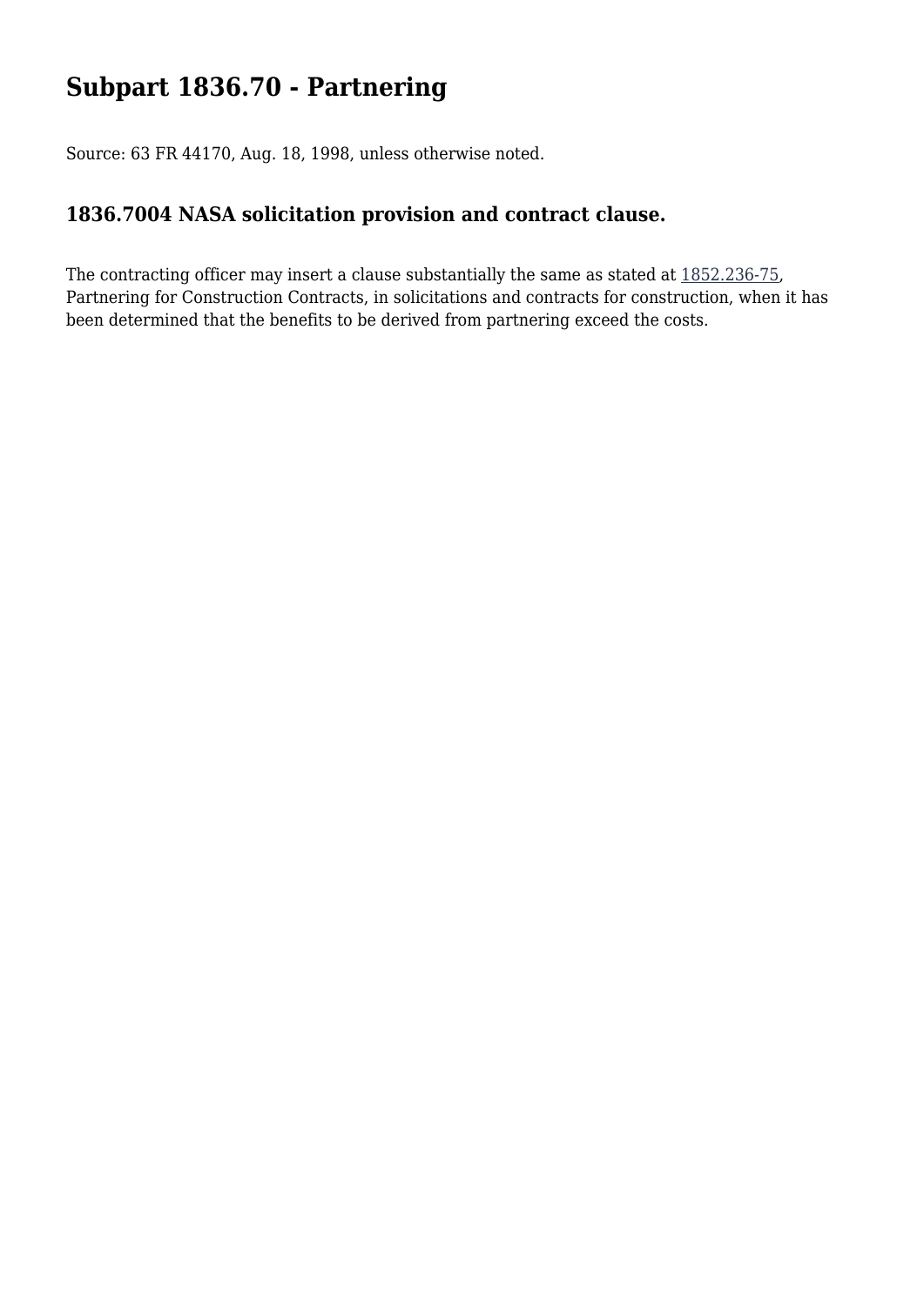## Subpart 1836.70 - Partnering

Source: 63 FR 44170, Aug. 18, 1998, unless otherwise noted.

### 1836.7004 NASA solicitation provision and contract clause.

The contracting officer may insert a clause substantially the same as stated at 1852.236-75, Partnering for Construction Contracts, in solicitations and contracts for construction, when it has been determined that the benefits to be derived from partnering exceed the costs.